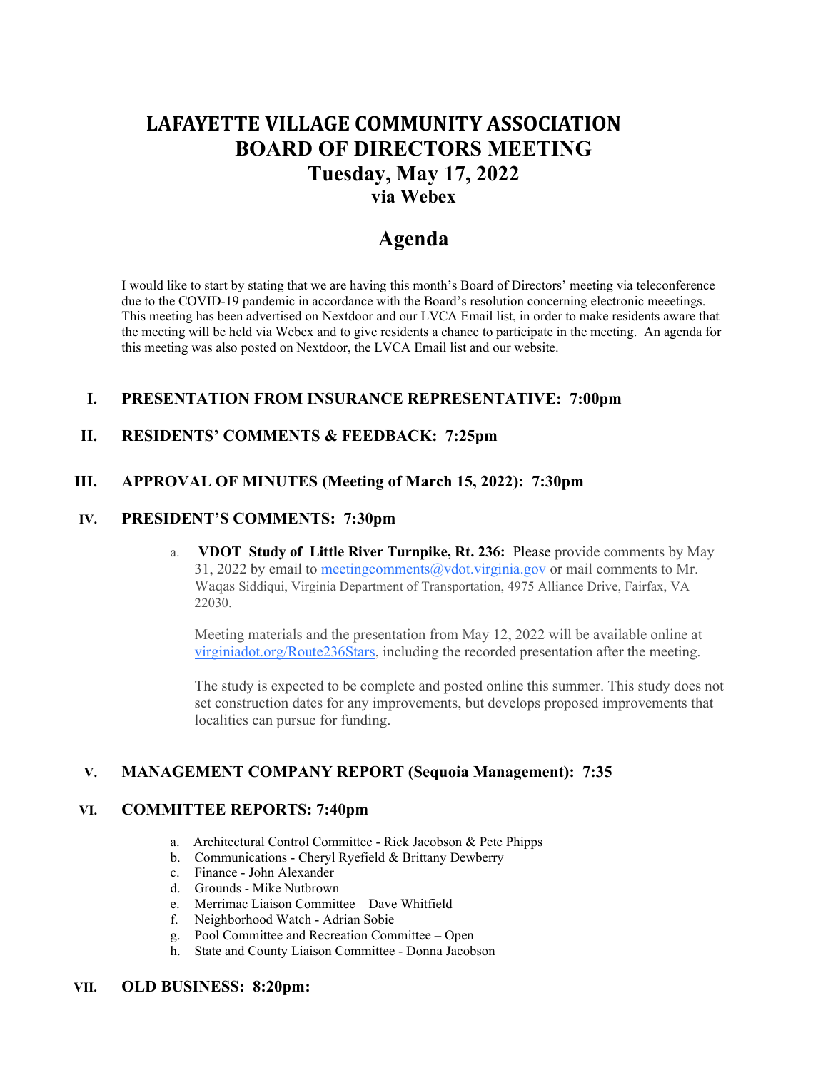# LAFAYETTE VILLAGE COMMUNITY ASSOCIATION
## BOARD OF DIRECTORS MEETING
## Tuesday, May 17, 2022
### via Webex

# Agenda

I would like to start by stating that we are having this month's Board of Directors' meeting via teleconference due to the COVID-19 pandemic in accordance with the Board's resolution concerning electronic meeetings. This meeting has been advertised on Nextdoor and our LVCA Email list, in order to make residents aware that the meeting will be held via Webex and to give residents a chance to participate in the meeting. An agenda for this meeting was also posted on Nextdoor, the LVCA Email list and our website.

## I. PRESENTATION FROM INSURANCE REPRESENTATIVE: 7:00pm

## II. RESIDENTS' COMMENTS & FEEDBACK: 7:25pm

## III. APPROVAL OF MINUTES (Meeting of March 15, 2022): 7:30pm

## IV. PRESIDENT'S COMMENTS: 7:30pm

a. **VDOT Study of Little River Turnpike, Rt. 236:** Please provide comments by May 31, 2022 by email to meetingcomments@vdot.virginia.gov or mail comments to Mr. Waqas Siddiqui, Virginia Department of Transportation, 4975 Alliance Drive, Fairfax, VA 22030.

Meeting materials and the presentation from May 12, 2022 will be available online at virginiadot.org/Route236Stars, including the recorded presentation after the meeting.

The study is expected to be complete and posted online this summer. This study does not set construction dates for any improvements, but develops proposed improvements that localities can pursue for funding.

## V. MANAGEMENT COMPANY REPORT (Sequoia Management): 7:35

## VI. COMMITTEE REPORTS: 7:40pm

a. Architectural Control Committee - Rick Jacobson & Pete Phipps
b. Communications - Cheryl Ryefield & Brittany Dewberry
c. Finance - John Alexander
d. Grounds - Mike Nutbrown
e. Merrimac Liaison Committee – Dave Whitfield
f. Neighborhood Watch - Adrian Sobie
g. Pool Committee and Recreation Committee – Open
h. State and County Liaison Committee - Donna Jacobson

## VII. OLD BUSINESS: 8:20pm: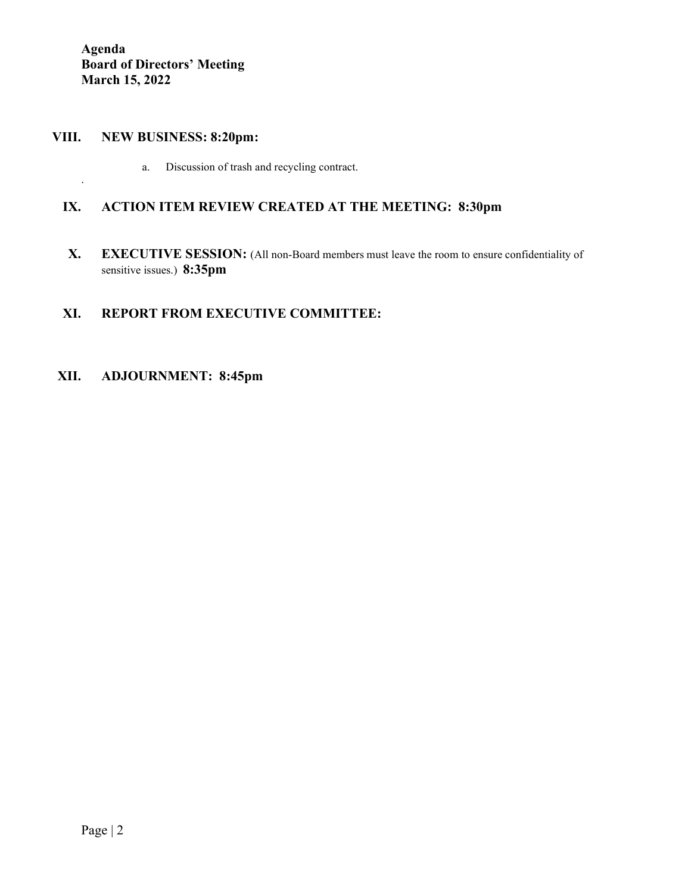**Agenda**
**Board of Directors' Meeting**
**March 15, 2022**

## VIII. NEW BUSINESS: 8:20pm:

a. Discussion of trash and recycling contract.

.

## IX. ACTION ITEM REVIEW CREATED AT THE MEETING: 8:30pm

## X. EXECUTIVE SESSION: (All non-Board members must leave the room to ensure confidentiality of sensitive issues.) 8:35pm

## XI. REPORT FROM EXECUTIVE COMMITTEE:

## XII. ADJOURNMENT: 8:45pm